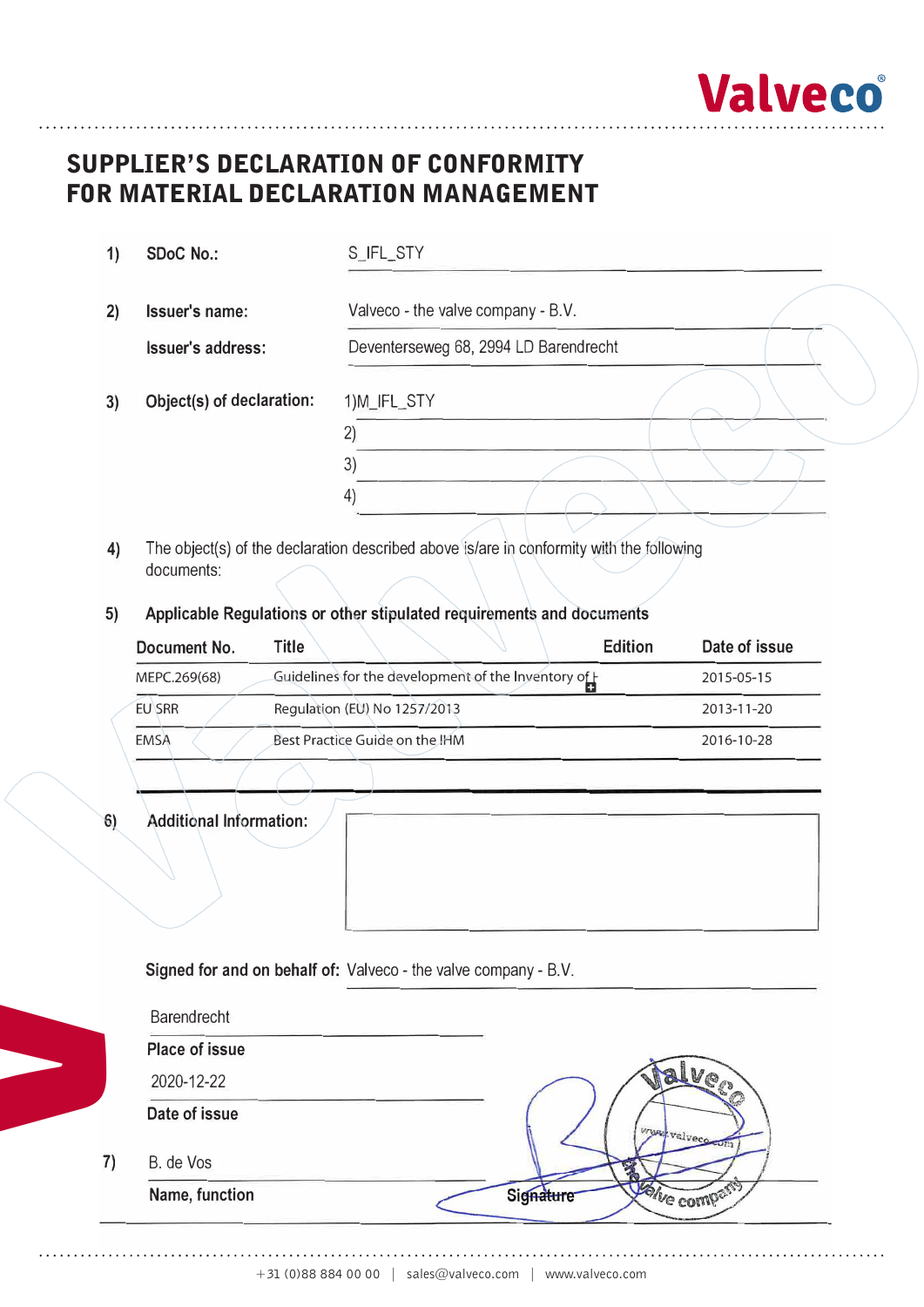# SUPPLIER'S DECLARATION OF CONFORMITY FOR MATERIAL DECLARATION MANAGEMENT

1) **SDoC No.:** S_IFL_STY

2) **Issuer's name:** Valveco - the valve company - B.V.

**Issuer's address:** Deventerseweg 68, 2994 LD Barendrecht

3) **Object(s) of declaration:**
1) M_IFL_STY
2)
3)
4)

4) The object(s) of the declaration described above is/are in conformity with the following documents:

5) **Applicable Regulations or other stipulated requirements and documents**

| Document No. | Title | Edition | Date of issue |
|---|---|---|---|
| MEPC.269(68) | Guidelines for the development of the Inventory of |  | 2015-05-15 |
| EU SRR | Regulation (EU) No 1257/2013 |  | 2013-11-20 |
| EMSA | Best Practice Guide on the IHM |  | 2016-10-28 |

6) **Additional Information:**

**Signed for and on behalf of:** Valveco - the valve company - B.V.

Barendrecht
**Place of issue**

2020-12-22
**Date of issue**

7) B. de Vos
**Name, function**

**Signature**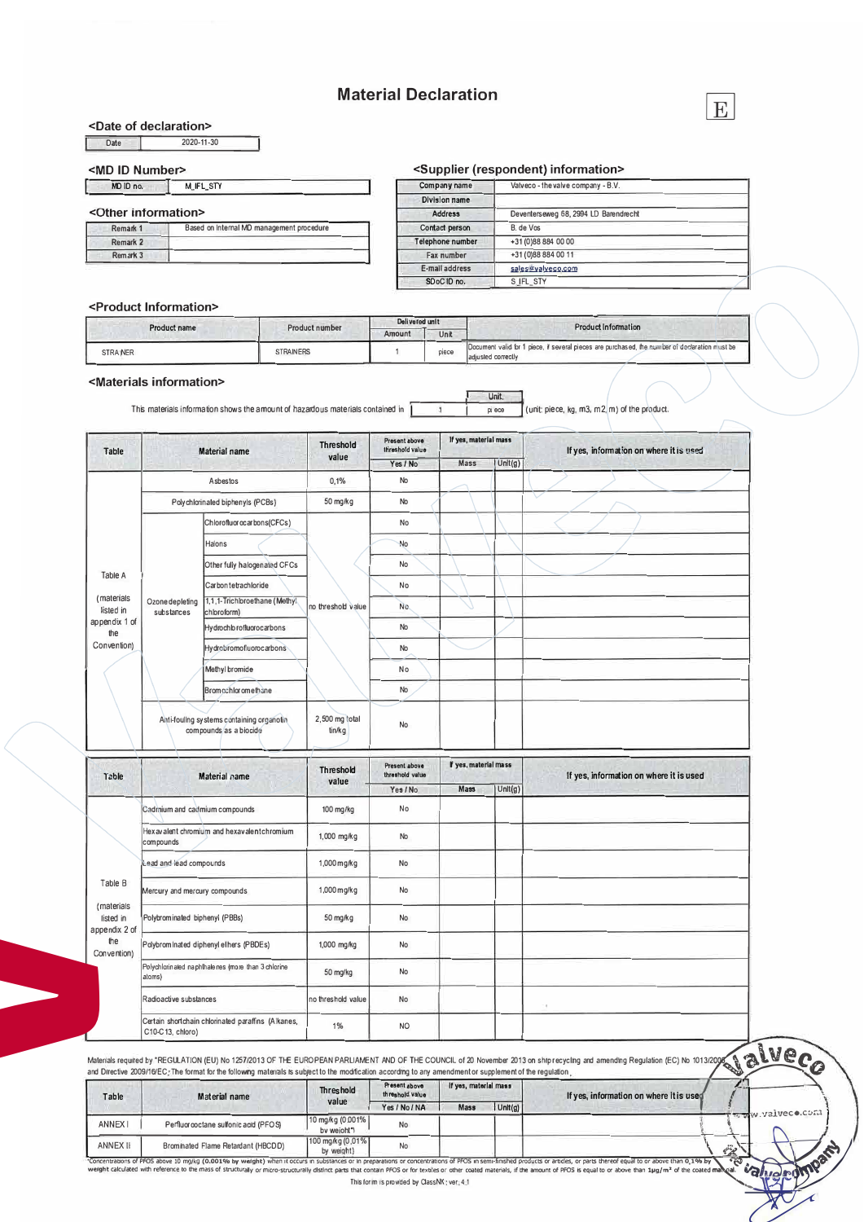# Material Declaration

E

## <Date of declaration>

| Date | 2020-11-30 |
|---|---|

## <MD ID Number>

| MD ID no. | M_IFL_STY |
|---|---|

## <Other information>

| Remark 1 | Based on internal MD management procedure |
|---|---|
| Remark 2 | |
| Remark 3 | |

## <Supplier (respondent) information>

| Company name | Valveco - the valve company - B.V. |
|---|---|
| Division name | |
| Address | Deventerseweg 68, 2994 LD Barendrecht |
| Contact person | B. de Vos |
| Telephone number | +31 (0)88 884 00 00 |
| Fax number | +31 (0)88 884 00 11 |
| E-mail address | sales@valveco.com |
| SDoC ID no. | S_IFL_STY |

## <Product Information>

| Product name | Product number | Delivered unit | | Product Information |
|---|---|---|---|---|
| | | Amount | Unit | |
| STRAINER | STRAINERS | 1 | piece | Document valid for 1 piece, if several pieces are purchased, the number of declaration must be adjusted correctly |

## <Materials information>

This materials information shows the amount of hazardous materials contained in 1 (Unit: piece) (unit: piece, kg, m3, m2, m) of the product.

| Table | Material name | | Threshold value | Present above threshold value | If yes, material mass | | If yes, information on where it is used |
|---|---|---|---|---|---|---|---|
| | | | | Yes / No | Mass | Unit(g) | |
| Table A (materials listed in appendix 1 of the Convention) | Asbestos | | 0,1% | No | | | |
| | Polychlorinated biphenyls (PCBs) | | 50 mg/kg | No | | | |
| | Ozone depleting substances | Chlorofluorocarbons(CFCs) | no threshold value | No | | | |
| | | Halons | | No | | | |
| | | Other fully halogenated CFCs | | No | | | |
| | | Carbon tetrachloride | | No | | | |
| | | 1,1,1-Trichloroethane (Methyl chloroform) | | No | | | |
| | | Hydrochlorofluorocarbons | | No | | | |
| | | Hydrobromofluorocarbons | | No | | | |
| | | Methyl bromide | | No | | | |
| | | Bromochloromethane | | No | | | |
| | Anti-fouling systems containing organotin compounds as a biocide | | 2,500 mg total tin/kg | No | | | |

| Table | Material name | Threshold value | Present above threshold value | If yes, material mass | | If yes, information on where it is used |
|---|---|---|---|---|---|---|
| | | | Yes / No | Mass | Unit(g) | |
| Table B (materials listed in appendix 2 of the Convention) | Cadmium and cadmium compounds | 100 mg/kg | No | | | |
| | Hexavalent chromium and hexavalent chromium compounds | 1,000 mg/kg | No | | | |
| | Lead and lead compounds | 1,000 mg/kg | No | | | |
| | Mercury and mercury compounds | 1,000 mg/kg | No | | | |
| | Polybrominated biphenyl (PBBs) | 50 mg/kg | No | | | |
| | Polybrominated diphenyl ethers (PBDEs) | 1,000 mg/kg | No | | | |
| | Polychlorinated naphthalenes (more than 3 chlorine atoms) | 50 mg/kg | No | | | |
| | Radioactive substances | no threshold value | No | | | |
| | Certain shortchain chlorinated paraffins (Alkanes, C10-C13, chloro) | 1% | NO | | | |

Materials required by "REGULATION (EU) No 1257/2013 OF THE EUROPEAN PARLIAMENT AND OF THE COUNCIL of 20 November 2013 on ship recycling and amending Regulation (EC) No 1013/2006 and Directive 2009/16/EC" The format for the following materials is subject to the modification according to any amendment or supplement of the regulation.

| Table | Material name | Threshold value | Present above threshold value | If yes, material mass | | If yes, information on where it is used |
|---|---|---|---|---|---|---|
| | | | Yes / No / NA | Mass | Unit(g) | |
| ANNEX I | Perfluorooctane sulfonic acid (PFOS) | 10 mg/kg (0.001% by weight\*) | No | | | |
| ANNEX II | Brominated Flame Retardant (HBCDD) | 100 mg/kg (0.01% by weight) | No | | | |

\*Concentrations of PFOS above 10 mg/kg (0.001% by weight) when it occurs in substances or in preparations or concentrations of PFOS in semi-finished products or articles, or parts thereof equal to or above than 0,1% by weight calculated with reference to the mass of structurally or micro-structurally distinct parts that contain PFOS or for textiles or other coated materials, if the amount of PFOS is equal to or above than 1μg/m² of the coated material.

This form is provided by ClassNK ; ver. 4.1